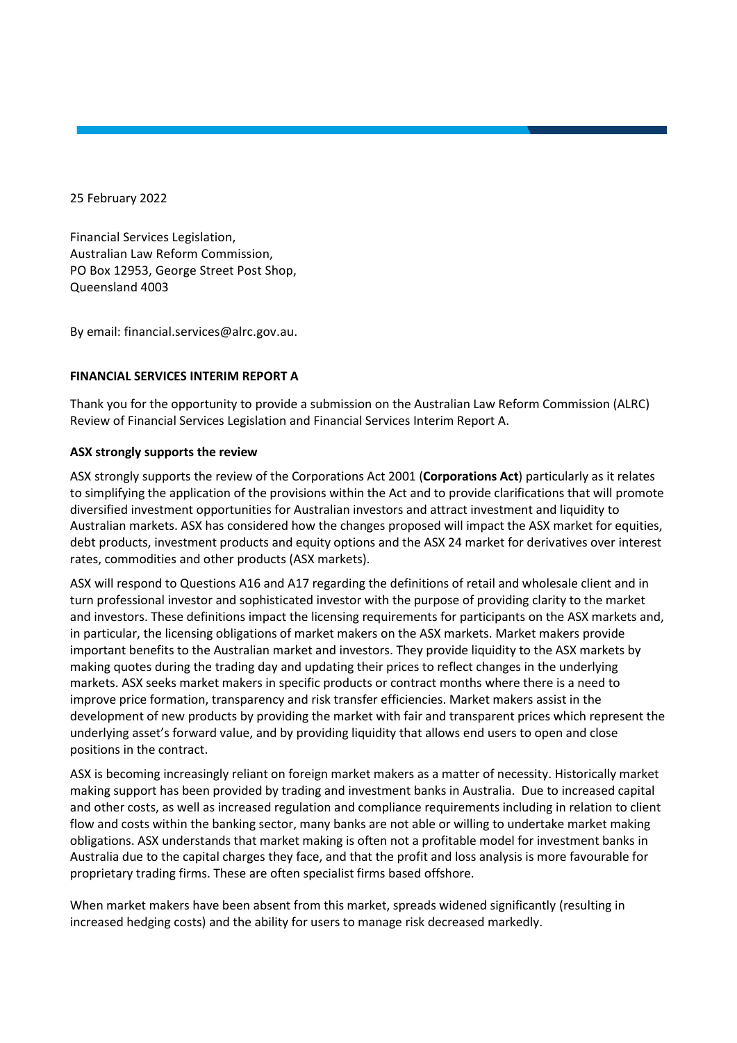25 February 2022

Financial Services Legislation,
Australian Law Reform Commission,
PO Box 12953, George Street Post Shop,
Queensland 4003

By email: financial.services@alrc.gov.au.

**FINANCIAL SERVICES INTERIM REPORT A**

Thank you for the opportunity to provide a submission on the Australian Law Reform Commission (ALRC) Review of Financial Services Legislation and Financial Services Interim Report A.

**ASX strongly supports the review**

ASX strongly supports the review of the Corporations Act 2001 (**Corporations Act**) particularly as it relates to simplifying the application of the provisions within the Act and to provide clarifications that will promote diversified investment opportunities for Australian investors and attract investment and liquidity to Australian markets. ASX has considered how the changes proposed will impact the ASX market for equities, debt products, investment products and equity options and the ASX 24 market for derivatives over interest rates, commodities and other products (ASX markets).

ASX will respond to Questions A16 and A17 regarding the definitions of retail and wholesale client and in turn professional investor and sophisticated investor with the purpose of providing clarity to the market and investors. These definitions impact the licensing requirements for participants on the ASX markets and, in particular, the licensing obligations of market makers on the ASX markets. Market makers provide important benefits to the Australian market and investors. They provide liquidity to the ASX markets by making quotes during the trading day and updating their prices to reflect changes in the underlying markets. ASX seeks market makers in specific products or contract months where there is a need to improve price formation, transparency and risk transfer efficiencies. Market makers assist in the development of new products by providing the market with fair and transparent prices which represent the underlying asset's forward value, and by providing liquidity that allows end users to open and close positions in the contract.

ASX is becoming increasingly reliant on foreign market makers as a matter of necessity. Historically market making support has been provided by trading and investment banks in Australia. Due to increased capital and other costs, as well as increased regulation and compliance requirements including in relation to client flow and costs within the banking sector, many banks are not able or willing to undertake market making obligations. ASX understands that market making is often not a profitable model for investment banks in Australia due to the capital charges they face, and that the profit and loss analysis is more favourable for proprietary trading firms. These are often specialist firms based offshore.

When market makers have been absent from this market, spreads widened significantly (resulting in increased hedging costs) and the ability for users to manage risk decreased markedly.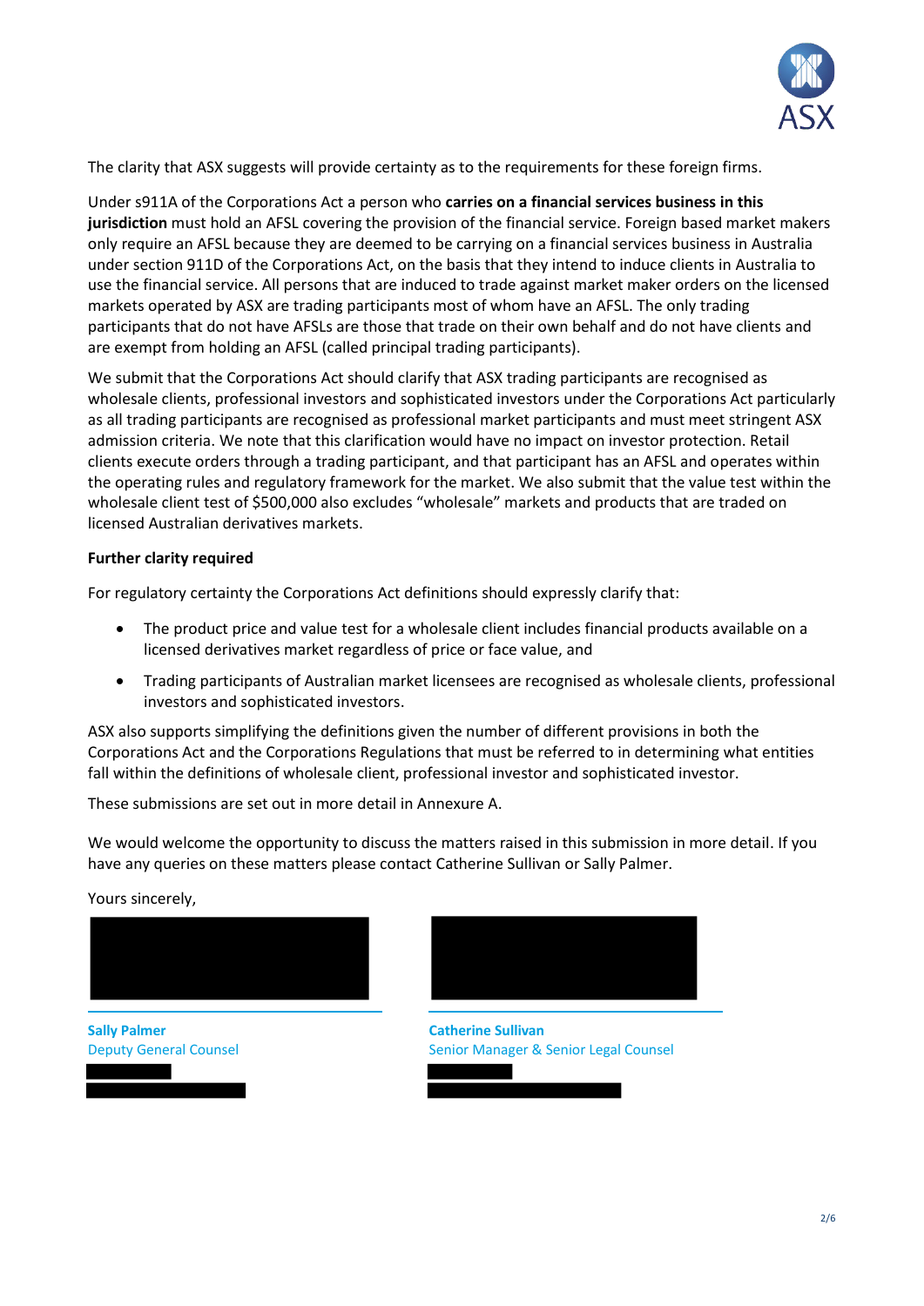The clarity that ASX suggests will provide certainty as to the requirements for these foreign firms.

Under s911A of the Corporations Act a person who **carries on a financial services business in this jurisdiction** must hold an AFSL covering the provision of the financial service. Foreign based market makers only require an AFSL because they are deemed to be carrying on a financial services business in Australia under section 911D of the Corporations Act, on the basis that they intend to induce clients in Australia to use the financial service. All persons that are induced to trade against market maker orders on the licensed markets operated by ASX are trading participants most of whom have an AFSL. The only trading participants that do not have AFSLs are those that trade on their own behalf and do not have clients and are exempt from holding an AFSL (called principal trading participants).

We submit that the Corporations Act should clarify that ASX trading participants are recognised as wholesale clients, professional investors and sophisticated investors under the Corporations Act particularly as all trading participants are recognised as professional market participants and must meet stringent ASX admission criteria. We note that this clarification would have no impact on investor protection. Retail clients execute orders through a trading participant, and that participant has an AFSL and operates within the operating rules and regulatory framework for the market. We also submit that the value test within the wholesale client test of $500,000 also excludes "wholesale" markets and products that are traded on licensed Australian derivatives markets.

**Further clarity required**

For regulatory certainty the Corporations Act definitions should expressly clarify that:

- The product price and value test for a wholesale client includes financial products available on a licensed derivatives market regardless of price or face value, and
- Trading participants of Australian market licensees are recognised as wholesale clients, professional investors and sophisticated investors.

ASX also supports simplifying the definitions given the number of different provisions in both the Corporations Act and the Corporations Regulations that must be referred to in determining what entities fall within the definitions of wholesale client, professional investor and sophisticated investor.

These submissions are set out in more detail in Annexure A.

We would welcome the opportunity to discuss the matters raised in this submission in more detail. If you have any queries on these matters please contact Catherine Sullivan or Sally Palmer.

Yours sincerely,

**Sally Palmer**
Deputy General Counsel

**Catherine Sullivan**
Senior Manager & Senior Legal Counsel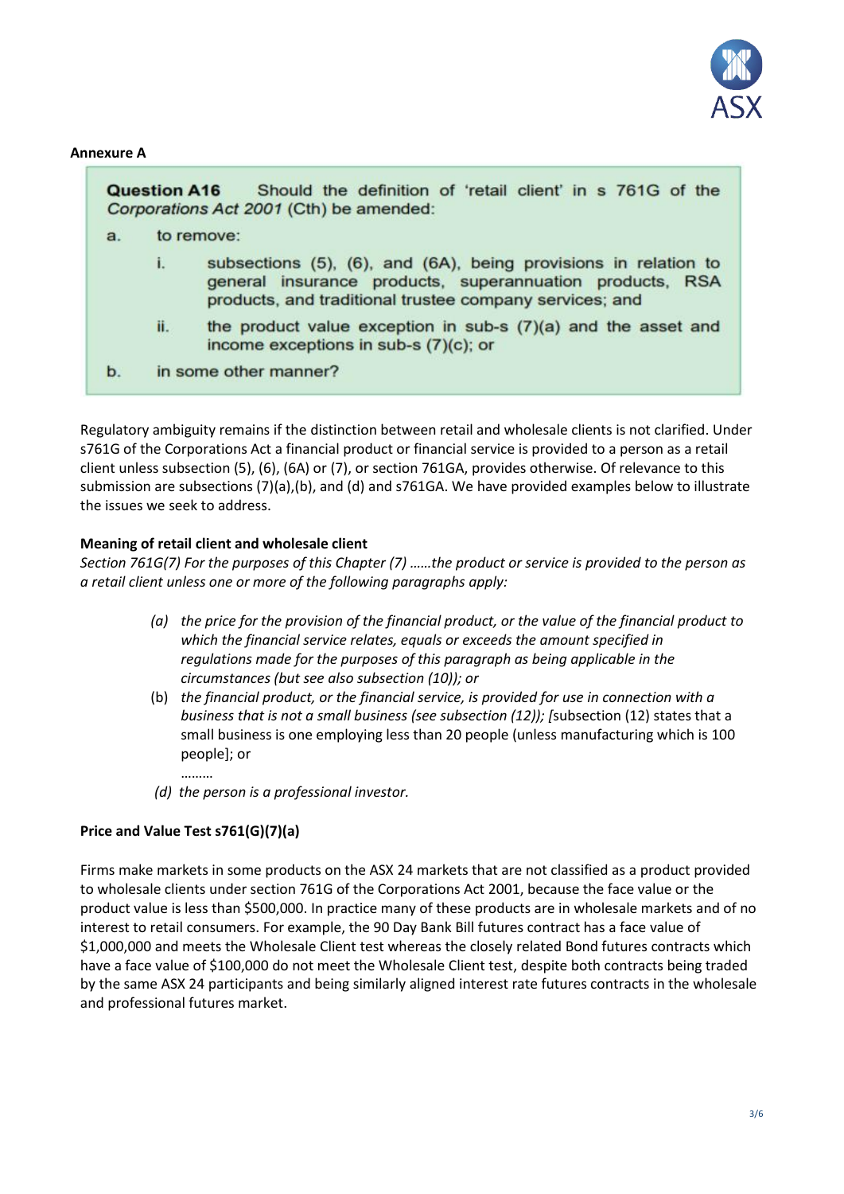**Annexure A**

> **Question A16** Should the definition of 'retail client' in s 761G of the *Corporations Act 2001* (Cth) be amended:
>
> a. to remove:
>
> i. subsections (5), (6), and (6A), being provisions in relation to general insurance products, superannuation products, RSA products, and traditional trustee company services; and
>
> ii. the product value exception in sub-s (7)(a) and the asset and income exceptions in sub-s (7)(c); or
>
> b. in some other manner?

Regulatory ambiguity remains if the distinction between retail and wholesale clients is not clarified. Under s761G of the Corporations Act a financial product or financial service is provided to a person as a retail client unless subsection (5), (6), (6A) or (7), or section 761GA, provides otherwise. Of relevance to this submission are subsections (7)(a),(b), and (d) and s761GA. We have provided examples below to illustrate the issues we seek to address.

**Meaning of retail client and wholesale client**

*Section 761G(7) For the purposes of this Chapter (7) ……the product or service is provided to the person as a retail client unless one or more of the following paragraphs apply:*

> *(a) the price for the provision of the financial product, or the value of the financial product to which the financial service relates, equals or exceeds the amount specified in regulations made for the purposes of this paragraph as being applicable in the circumstances (but see also subsection (10)); or*
>
> (b) *the financial product, or the financial service, is provided for use in connection with a business that is not a small business (see subsection (12)); [*subsection (12) states that a small business is one employing less than 20 people (unless manufacturing which is 100 people]; or
>
> ………
>
> *(d) the person is a professional investor.*

**Price and Value Test s761(G)(7)(a)**

Firms make markets in some products on the ASX 24 markets that are not classified as a product provided to wholesale clients under section 761G of the Corporations Act 2001, because the face value or the product value is less than $500,000. In practice many of these products are in wholesale markets and of no interest to retail consumers. For example, the 90 Day Bank Bill futures contract has a face value of $1,000,000 and meets the Wholesale Client test whereas the closely related Bond futures contracts which have a face value of $100,000 do not meet the Wholesale Client test, despite both contracts being traded by the same ASX 24 participants and being similarly aligned interest rate futures contracts in the wholesale and professional futures market.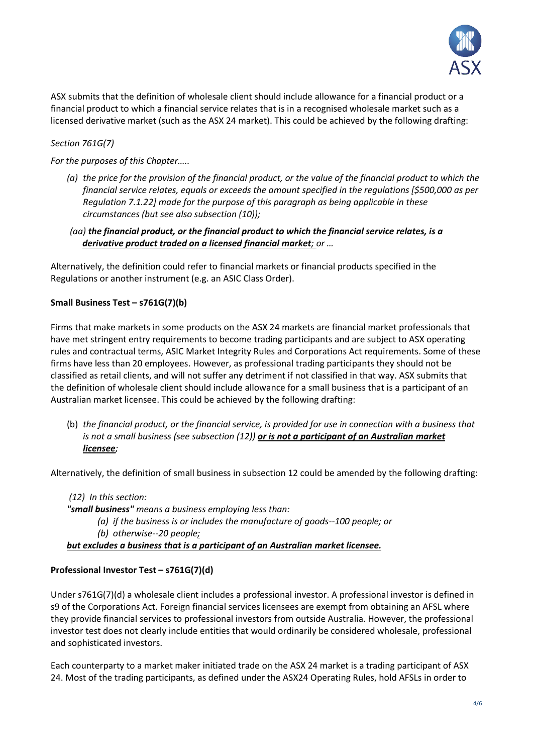ASX submits that the definition of wholesale client should include allowance for a financial product or a financial product to which a financial service relates that is in a recognised wholesale market such as a licensed derivative market (such as the ASX 24 market). This could be achieved by the following drafting:

*Section 761G(7)*

*For the purposes of this Chapter…..*

- *(a) the price for the provision of the financial product, or the value of the financial product to which the financial service relates, equals or exceeds the amount specified in the regulations [$500,000 as per Regulation 7.1.22] made for the purpose of this paragraph as being applicable in these circumstances (but see also subsection (10));*
- *(aa)* ***<u>the financial product, or the financial product to which the financial service relates, is a derivative product traded on a licensed financial market</u>****; or …*

Alternatively, the definition could refer to financial markets or financial products specified in the Regulations or another instrument (e.g. an ASIC Class Order).

**Small Business Test – s761G(7)(b)**

Firms that make markets in some products on the ASX 24 markets are financial market professionals that have met stringent entry requirements to become trading participants and are subject to ASX operating rules and contractual terms, ASIC Market Integrity Rules and Corporations Act requirements. Some of these firms have less than 20 employees. However, as professional trading participants they should not be classified as retail clients, and will not suffer any detriment if not classified in that way. ASX submits that the definition of wholesale client should include allowance for a small business that is a participant of an Australian market licensee. This could be achieved by the following drafting:

- (b) *the financial product, or the financial service, is provided for use in connection with a business that is not a small business (see subsection (12))* ***<u>or is not a participant of an Australian market licensee</u>****;*

Alternatively, the definition of small business in subsection 12 could be amended by the following drafting:

*(12) In this section:*
***"small business"*** *means a business employing less than:*
- *(a) if the business is or includes the manufacture of goods--100 people; or*
- *(b) otherwise--20 people;*

***<u>but excludes a business that is a participant of an Australian market licensee.</u>***

**Professional Investor Test – s761G(7)(d)**

Under s761G(7)(d) a wholesale client includes a professional investor. A professional investor is defined in s9 of the Corporations Act. Foreign financial services licensees are exempt from obtaining an AFSL where they provide financial services to professional investors from outside Australia. However, the professional investor test does not clearly include entities that would ordinarily be considered wholesale, professional and sophisticated investors.

Each counterparty to a market maker initiated trade on the ASX 24 market is a trading participant of ASX 24. Most of the trading participants, as defined under the ASX24 Operating Rules, hold AFSLs in order to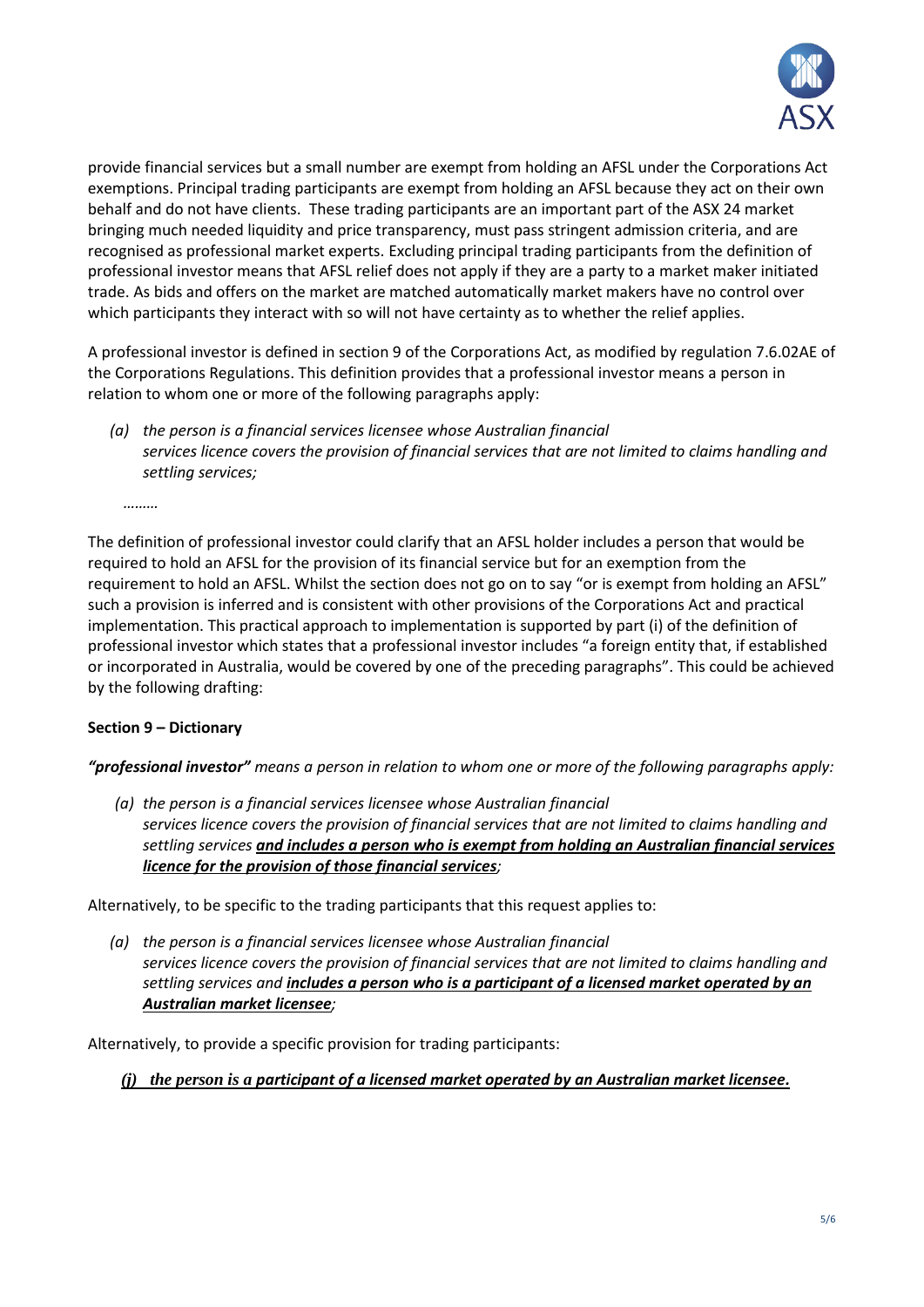provide financial services but a small number are exempt from holding an AFSL under the Corporations Act exemptions. Principal trading participants are exempt from holding an AFSL because they act on their own behalf and do not have clients. These trading participants are an important part of the ASX 24 market bringing much needed liquidity and price transparency, must pass stringent admission criteria, and are recognised as professional market experts. Excluding principal trading participants from the definition of professional investor means that AFSL relief does not apply if they are a party to a market maker initiated trade. As bids and offers on the market are matched automatically market makers have no control over which participants they interact with so will not have certainty as to whether the relief applies.

A professional investor is defined in section 9 of the Corporations Act, as modified by regulation 7.6.02AE of the Corporations Regulations. This definition provides that a professional investor means a person in relation to whom one or more of the following paragraphs apply:

> *(a) the person is a financial services licensee whose Australian financial services licence covers the provision of financial services that are not limited to claims handling and settling services;*
>
> *………*

The definition of professional investor could clarify that an AFSL holder includes a person that would be required to hold an AFSL for the provision of its financial service but for an exemption from the requirement to hold an AFSL. Whilst the section does not go on to say "or is exempt from holding an AFSL" such a provision is inferred and is consistent with other provisions of the Corporations Act and practical implementation. This practical approach to implementation is supported by part (i) of the definition of professional investor which states that a professional investor includes "a foreign entity that, if established or incorporated in Australia, would be covered by one of the preceding paragraphs". This could be achieved by the following drafting:

**Section 9 – Dictionary**

***"professional investor"*** *means a person in relation to whom one or more of the following paragraphs apply:*

> *(a) the person is a financial services licensee whose Australian financial services licence covers the provision of financial services that are not limited to claims handling and settling services* ***<u>and includes a person who is exempt from holding an Australian financial services licence for the provision of those financial services</u>****;*

Alternatively, to be specific to the trading participants that this request applies to:

> *(a) the person is a financial services licensee whose Australian financial services licence covers the provision of financial services that are not limited to claims handling and settling services and* ***<u>includes a person who is a participant of a licensed market operated by an Australian market licensee</u>****;*

Alternatively, to provide a specific provision for trading participants:

> ***<u>(j) the person is a participant of a licensed market operated by an Australian market licensee.</u>***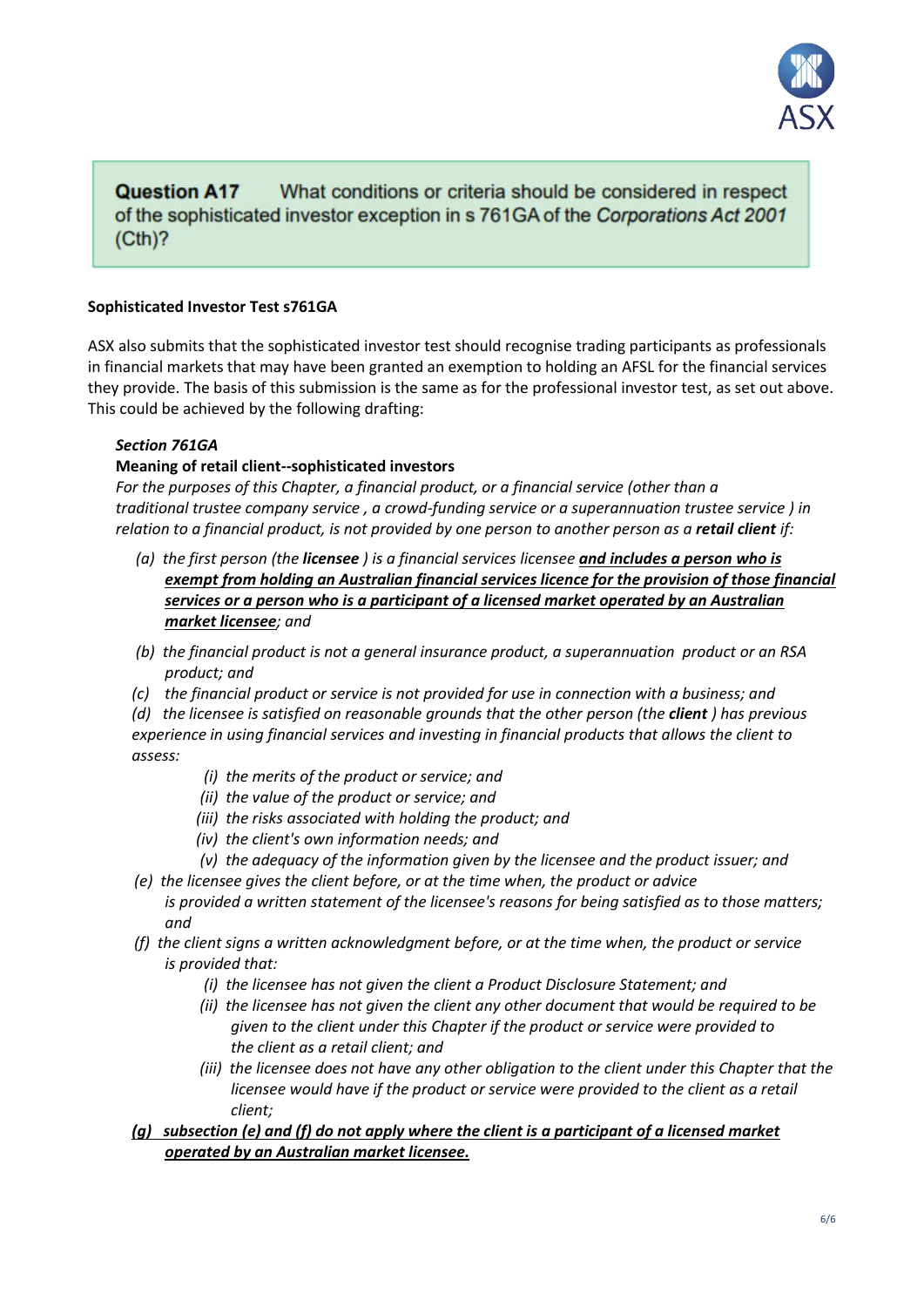**Question A17** What conditions or criteria should be considered in respect of the sophisticated investor exception in s 761GA of the *Corporations Act 2001* (Cth)?

**Sophisticated Investor Test s761GA**

ASX also submits that the sophisticated investor test should recognise trading participants as professionals in financial markets that may have been granted an exemption to holding an AFSL for the financial services they provide. The basis of this submission is the same as for the professional investor test, as set out above. This could be achieved by the following drafting:

***Section 761GA***

**Meaning of retail client--sophisticated investors**

*For the purposes of this Chapter, a financial product, or a financial service (other than a traditional trustee company service , a crowd-funding service or a superannuation trustee service ) in relation to a financial product, is not provided by one person to another person as a* ***retail client*** *if:*

*(a) the first person (the* ***licensee*** *) is a financial services licensee* ***<u>and includes a person who is exempt from holding an Australian financial services licence for the provision of those financial services or a person who is a participant of a licensed market operated by an Australian market licensee</u>****; and*

*(b) the financial product is not a general insurance product, a superannuation product or an RSA product; and*

*(c) the financial product or service is not provided for use in connection with a business; and*

*(d) the licensee is satisfied on reasonable grounds that the other person (the* ***client*** *) has previous experience in using financial services and investing in financial products that allows the client to assess:*

*(i) the merits of the product or service; and*

*(ii) the value of the product or service; and*

*(iii) the risks associated with holding the product; and*

*(iv) the client's own information needs; and*

*(v) the adequacy of the information given by the licensee and the product issuer; and*

*(e) the licensee gives the client before, or at the time when, the product or advice is provided a written statement of the licensee's reasons for being satisfied as to those matters; and*

*(f) the client signs a written acknowledgment before, or at the time when, the product or service is provided that:*

*(i) the licensee has not given the client a Product Disclosure Statement; and*

*(ii) the licensee has not given the client any other document that would be required to be given to the client under this Chapter if the product or service were provided to the client as a retail client; and*

*(iii) the licensee does not have any other obligation to the client under this Chapter that the licensee would have if the product or service were provided to the client as a retail client;*

***<u>(g) subsection (e) and (f) do not apply where the client is a participant of a licensed market operated by an Australian market licensee.</u>***